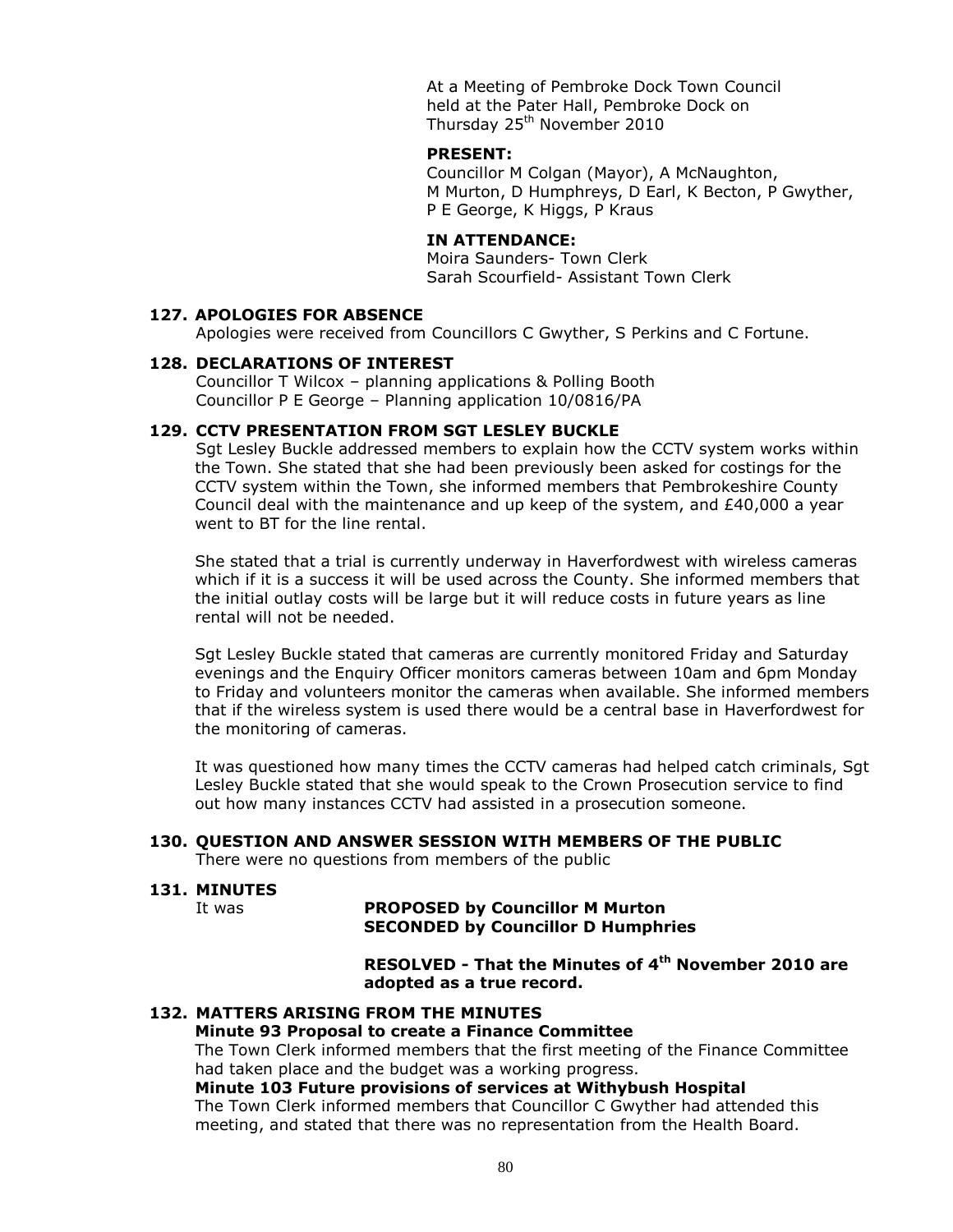At a Meeting of Pembroke Dock Town Council held at the Pater Hall, Pembroke Dock on Thursday 25th November 2010

**PRESENT:**

Councillor M Colgan (Mayor), A McNaughton, M Murton, D Humphreys, D Earl, K Becton, P Gwyther, P E George, K Higgs, P Kraus

**IN ATTENDANCE:**

Moira Saunders- Town Clerk
Sarah Scourfield- Assistant Town Clerk

### 127. APOLOGIES FOR ABSENCE

Apologies were received from Councillors C Gwyther, S Perkins and C Fortune.

### 128. DECLARATIONS OF INTEREST

Councillor T Wilcox – planning applications & Polling Booth
Councillor P E George – Planning application 10/0816/PA

### 129. CCTV PRESENTATION FROM SGT LESLEY BUCKLE

Sgt Lesley Buckle addressed members to explain how the CCTV system works within the Town. She stated that she had been previously been asked for costings for the CCTV system within the Town, she informed members that Pembrokeshire County Council deal with the maintenance and up keep of the system, and £40,000 a year went to BT for the line rental.

She stated that a trial is currently underway in Haverfordwest with wireless cameras which if it is a success it will be used across the County. She informed members that the initial outlay costs will be large but it will reduce costs in future years as line rental will not be needed.

Sgt Lesley Buckle stated that cameras are currently monitored Friday and Saturday evenings and the Enquiry Officer monitors cameras between 10am and 6pm Monday to Friday and volunteers monitor the cameras when available. She informed members that if the wireless system is used there would be a central base in Haverfordwest for the monitoring of cameras.

It was questioned how many times the CCTV cameras had helped catch criminals, Sgt Lesley Buckle stated that she would speak to the Crown Prosecution service to find out how many instances CCTV had assisted in a prosecution someone.

### 130. QUESTION AND ANSWER SESSION WITH MEMBERS OF THE PUBLIC

There were no questions from members of the public

### 131. MINUTES

It was **PROPOSED by Councillor M Murton**
**SECONDED by Councillor D Humphries**

**RESOLVED - That the Minutes of 4th November 2010 are adopted as a true record.**

### 132. MATTERS ARISING FROM THE MINUTES

**Minute 93 Proposal to create a Finance Committee**

The Town Clerk informed members that the first meeting of the Finance Committee had taken place and the budget was a working progress.

**Minute 103 Future provisions of services at Withybush Hospital**

The Town Clerk informed members that Councillor C Gwyther had attended this meeting, and stated that there was no representation from the Health Board.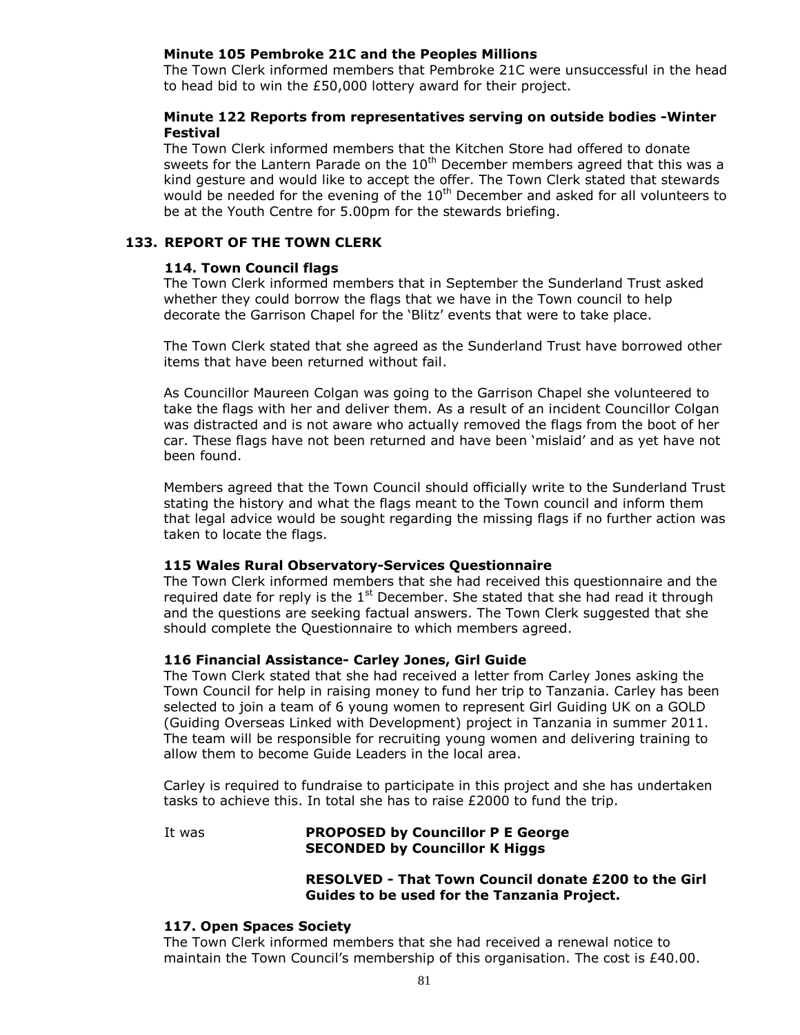**Minute 105 Pembroke 21C and the Peoples Millions**

The Town Clerk informed members that Pembroke 21C were unsuccessful in the head to head bid to win the £50,000 lottery award for their project.

**Minute 122 Reports from representatives serving on outside bodies -Winter Festival**

The Town Clerk informed members that the Kitchen Store had offered to donate sweets for the Lantern Parade on the 10th December members agreed that this was a kind gesture and would like to accept the offer. The Town Clerk stated that stewards would be needed for the evening of the 10th December and asked for all volunteers to be at the Youth Centre for 5.00pm for the stewards briefing.

## 133. REPORT OF THE TOWN CLERK

### 114. Town Council flags

The Town Clerk informed members that in September the Sunderland Trust asked whether they could borrow the flags that we have in the Town council to help decorate the Garrison Chapel for the 'Blitz' events that were to take place.

The Town Clerk stated that she agreed as the Sunderland Trust have borrowed other items that have been returned without fail.

As Councillor Maureen Colgan was going to the Garrison Chapel she volunteered to take the flags with her and deliver them. As a result of an incident Councillor Colgan was distracted and is not aware who actually removed the flags from the boot of her car. These flags have not been returned and have been 'mislaid' and as yet have not been found.

Members agreed that the Town Council should officially write to the Sunderland Trust stating the history and what the flags meant to the Town council and inform them that legal advice would be sought regarding the missing flags if no further action was taken to locate the flags.

### 115 Wales Rural Observatory-Services Questionnaire

The Town Clerk informed members that she had received this questionnaire and the required date for reply is the 1st December. She stated that she had read it through and the questions are seeking factual answers. The Town Clerk suggested that she should complete the Questionnaire to which members agreed.

### 116 Financial Assistance- Carley Jones, Girl Guide

The Town Clerk stated that she had received a letter from Carley Jones asking the Town Council for help in raising money to fund her trip to Tanzania. Carley has been selected to join a team of 6 young women to represent Girl Guiding UK on a GOLD (Guiding Overseas Linked with Development) project in Tanzania in summer 2011. The team will be responsible for recruiting young women and delivering training to allow them to become Guide Leaders in the local area.

Carley is required to fundraise to participate in this project and she has undertaken tasks to achieve this. In total she has to raise £2000 to fund the trip.

It was **PROPOSED by Councillor P E George**
**SECONDED by Councillor K Higgs**

**RESOLVED - That Town Council donate £200 to the Girl Guides to be used for the Tanzania Project.**

### 117. Open Spaces Society

The Town Clerk informed members that she had received a renewal notice to maintain the Town Council's membership of this organisation. The cost is £40.00.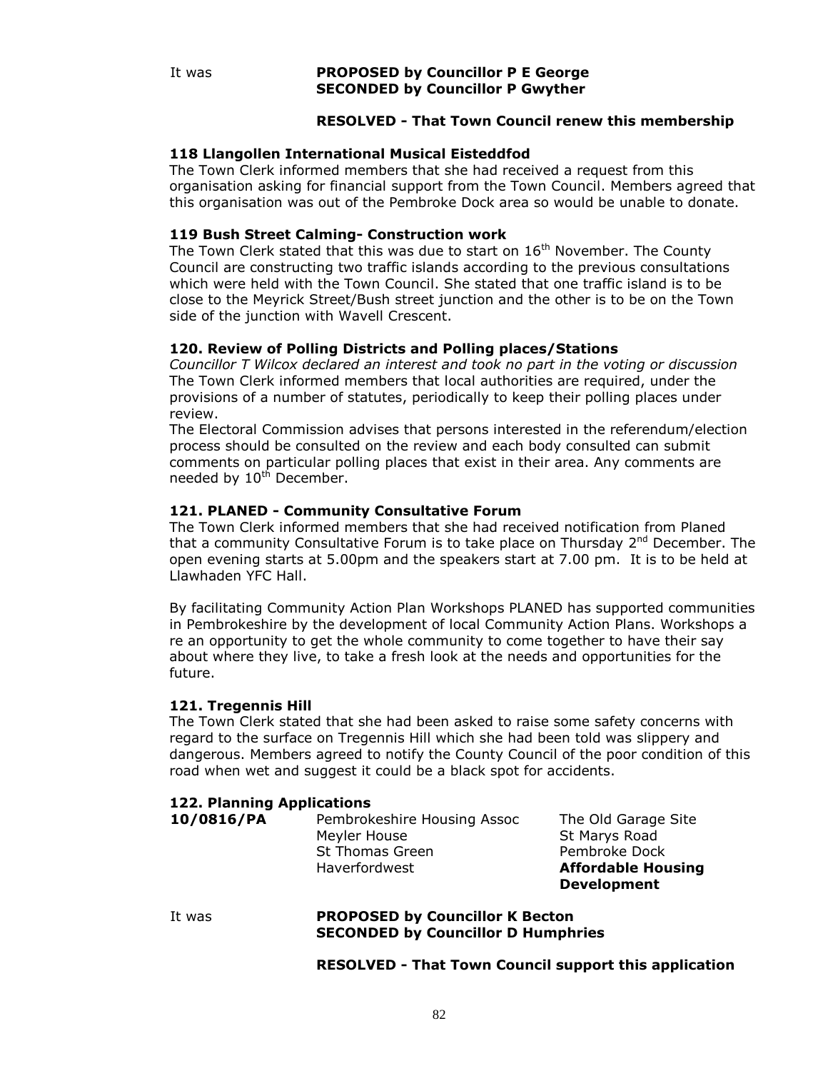It was **PROPOSED by Councillor P E George**
**SECONDED by Councillor P Gwyther**

**RESOLVED - That Town Council renew this membership**

**118 Llangollen International Musical Eisteddfod**

The Town Clerk informed members that she had received a request from this organisation asking for financial support from the Town Council. Members agreed that this organisation was out of the Pembroke Dock area so would be unable to donate.

**119 Bush Street Calming- Construction work**

The Town Clerk stated that this was due to start on 16th November. The County Council are constructing two traffic islands according to the previous consultations which were held with the Town Council. She stated that one traffic island is to be close to the Meyrick Street/Bush street junction and the other is to be on the Town side of the junction with Wavell Crescent.

**120. Review of Polling Districts and Polling places/Stations**

*Councillor T Wilcox declared an interest and took no part in the voting or discussion*

The Town Clerk informed members that local authorities are required, under the provisions of a number of statutes, periodically to keep their polling places under review.

The Electoral Commission advises that persons interested in the referendum/election process should be consulted on the review and each body consulted can submit comments on particular polling places that exist in their area. Any comments are needed by 10th December.

**121. PLANED - Community Consultative Forum**

The Town Clerk informed members that she had received notification from Planed that a community Consultative Forum is to take place on Thursday 2nd December. The open evening starts at 5.00pm and the speakers start at 7.00 pm. It is to be held at Llawhaden YFC Hall.

By facilitating Community Action Plan Workshops PLANED has supported communities in Pembrokeshire by the development of local Community Action Plans. Workshops a re an opportunity to get the whole community to come together to have their say about where they live, to take a fresh look at the needs and opportunities for the future.

**121. Tregennis Hill**

The Town Clerk stated that she had been asked to raise some safety concerns with regard to the surface on Tregennis Hill which she had been told was slippery and dangerous. Members agreed to notify the County Council of the poor condition of this road when wet and suggest it could be a black spot for accidents.

**122. Planning Applications**

| | | |
|---|---|---|
| **10/0816/PA** | Pembrokeshire Housing Assoc<br>Meyler House<br>St Thomas Green<br>Haverfordwest | The Old Garage Site<br>St Marys Road<br>Pembroke Dock<br>**Affordable Housing Development** |

It was **PROPOSED by Councillor K Becton**
**SECONDED by Councillor D Humphries**

**RESOLVED - That Town Council support this application**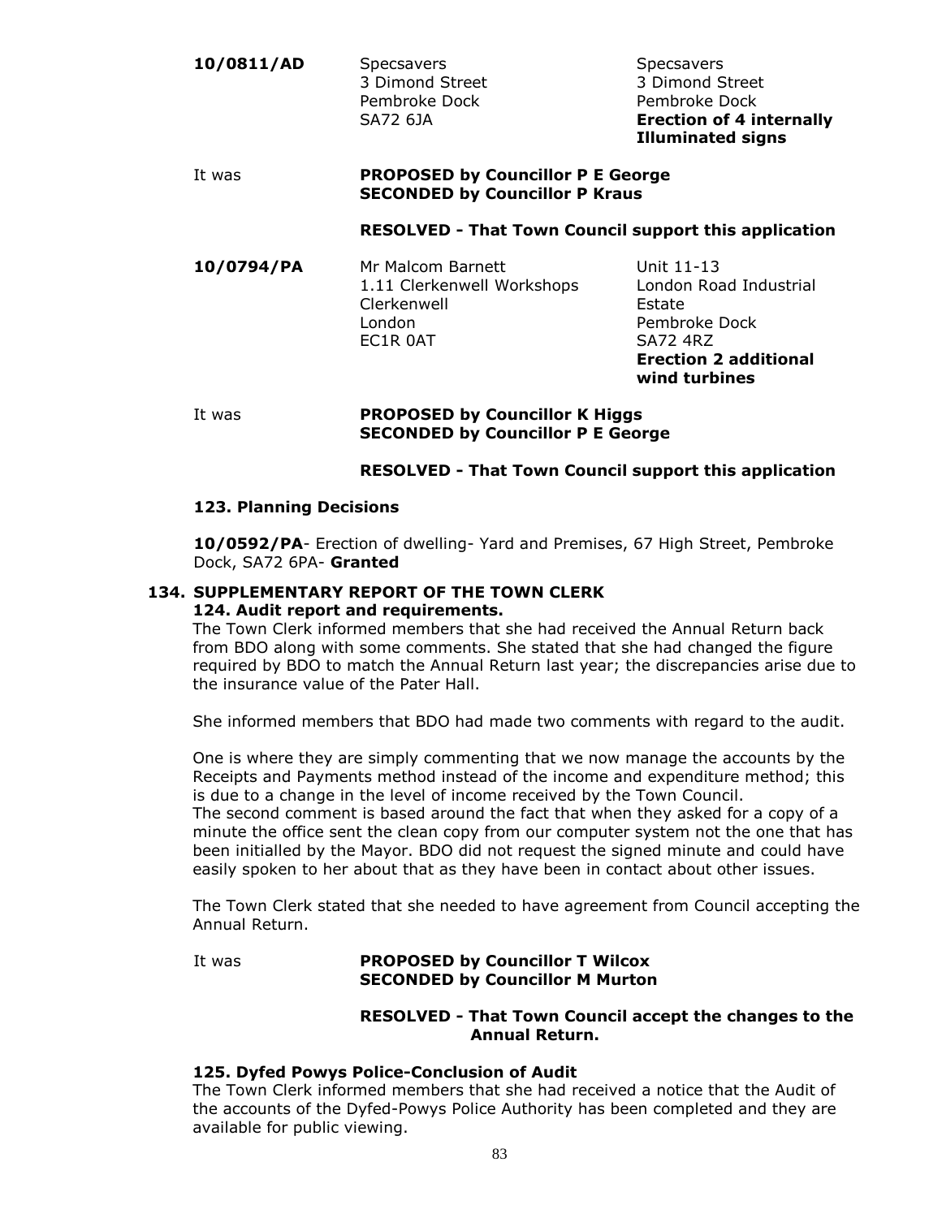| | | |
|---|---|---|
| **10/0811/AD** | Specsavers<br>3 Dimond Street<br>Pembroke Dock<br>SA72 6JA | Specsavers<br>3 Dimond Street<br>Pembroke Dock<br>**Erection of 4 internally Illuminated signs** |

It was **PROPOSED by Councillor P E George**
**SECONDED by Councillor P Kraus**

**RESOLVED - That Town Council support this application**

| | | |
|---|---|---|
| **10/0794/PA** | Mr Malcom Barnett<br>1.11 Clerkenwell Workshops<br>Clerkenwell<br>London<br>EC1R 0AT | Unit 11-13<br>London Road Industrial Estate<br>Pembroke Dock<br>SA72 4RZ<br>**Erection 2 additional wind turbines** |

It was **PROPOSED by Councillor K Higgs**
**SECONDED by Councillor P E George**

**RESOLVED - That Town Council support this application**

**123. Planning Decisions**

**10/0592/PA**- Erection of dwelling- Yard and Premises, 67 High Street, Pembroke Dock, SA72 6PA- **Granted**

**134. SUPPLEMENTARY REPORT OF THE TOWN CLERK**

**124. Audit report and requirements.**

The Town Clerk informed members that she had received the Annual Return back from BDO along with some comments. She stated that she had changed the figure required by BDO to match the Annual Return last year; the discrepancies arise due to the insurance value of the Pater Hall.

She informed members that BDO had made two comments with regard to the audit.

One is where they are simply commenting that we now manage the accounts by the Receipts and Payments method instead of the income and expenditure method; this is due to a change in the level of income received by the Town Council.
The second comment is based around the fact that when they asked for a copy of a minute the office sent the clean copy from our computer system not the one that has been initialled by the Mayor. BDO did not request the signed minute and could have easily spoken to her about that as they have been in contact about other issues.

The Town Clerk stated that she needed to have agreement from Council accepting the Annual Return.

It was **PROPOSED by Councillor T Wilcox**
**SECONDED by Councillor M Murton**

**RESOLVED - That Town Council accept the changes to the Annual Return.**

**125. Dyfed Powys Police-Conclusion of Audit**

The Town Clerk informed members that she had received a notice that the Audit of the accounts of the Dyfed-Powys Police Authority has been completed and they are available for public viewing.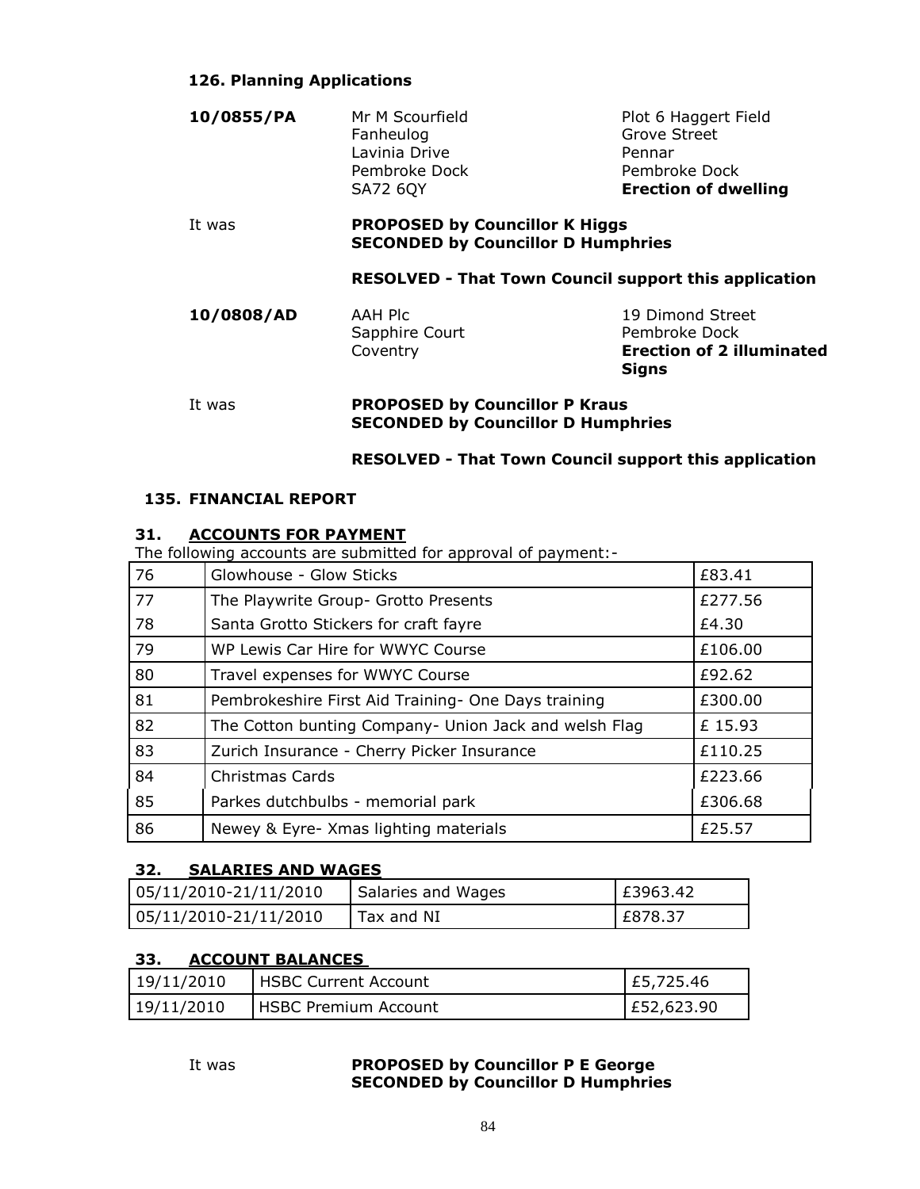**126. Planning Applications**

**10/0855/PA**

Mr M Scourfield
Fanheulog
Lavinia Drive
Pembroke Dock
SA72 6QY

Plot 6 Haggert Field
Grove Street
Pennar
Pembroke Dock
**Erection of dwelling**

It was **PROPOSED by Councillor K Higgs**
**SECONDED by Councillor D Humphries**

**RESOLVED - That Town Council support this application**

**10/0808/AD**

AAH Plc
Sapphire Court
Coventry

19 Dimond Street
Pembroke Dock
**Erection of 2 illuminated Signs**

It was **PROPOSED by Councillor P Kraus**
**SECONDED by Councillor D Humphries**

**RESOLVED - That Town Council support this application**

**135. FINANCIAL REPORT**

**31. ACCOUNTS FOR PAYMENT**

The following accounts are submitted for approval of payment:-

| 76 | Glowhouse - Glow Sticks | £83.41 |
|---|---|---|
| 77 | The Playwrite Group- Grotto Presents | £277.56 |
| 78 | Santa Grotto Stickers for craft fayre | £4.30 |
| 79 | WP Lewis Car Hire for WWYC Course | £106.00 |
| 80 | Travel expenses for WWYC Course | £92.62 |
| 81 | Pembrokeshire First Aid Training- One Days training | £300.00 |
| 82 | The Cotton bunting Company- Union Jack and welsh Flag | £ 15.93 |
| 83 | Zurich Insurance - Cherry Picker Insurance | £110.25 |
| 84 | Christmas Cards | £223.66 |
| 85 | Parkes dutchbulbs - memorial park | £306.68 |
| 86 | Newey & Eyre- Xmas lighting materials | £25.57 |

**32. SALARIES AND WAGES**

| 05/11/2010-21/11/2010 | Salaries and Wages | £3963.42 |
|---|---|---|
| 05/11/2010-21/11/2010 | Tax and NI | £878.37 |

**33. ACCOUNT BALANCES**

| 19/11/2010 | HSBC Current Account | £5,725.46 |
|---|---|---|
| 19/11/2010 | HSBC Premium Account | £52,623.90 |

It was **PROPOSED by Councillor P E George**
**SECONDED by Councillor D Humphries**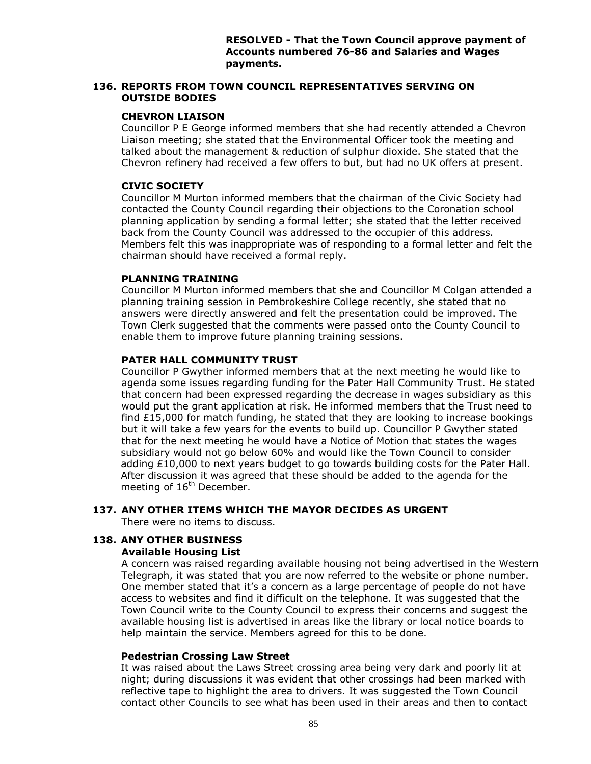**RESOLVED - That the Town Council approve payment of Accounts numbered 76-86 and Salaries and Wages payments.**

## 136. REPORTS FROM TOWN COUNCIL REPRESENTATIVES SERVING ON OUTSIDE BODIES

### CHEVRON LIAISON

Councillor P E George informed members that she had recently attended a Chevron Liaison meeting; she stated that the Environmental Officer took the meeting and talked about the management & reduction of sulphur dioxide. She stated that the Chevron refinery had received a few offers to but, but had no UK offers at present.

### CIVIC SOCIETY

Councillor M Murton informed members that the chairman of the Civic Society had contacted the County Council regarding their objections to the Coronation school planning application by sending a formal letter; she stated that the letter received back from the County Council was addressed to the occupier of this address. Members felt this was inappropriate was of responding to a formal letter and felt the chairman should have received a formal reply.

### PLANNING TRAINING

Councillor M Murton informed members that she and Councillor M Colgan attended a planning training session in Pembrokeshire College recently, she stated that no answers were directly answered and felt the presentation could be improved. The Town Clerk suggested that the comments were passed onto the County Council to enable them to improve future planning training sessions.

### PATER HALL COMMUNITY TRUST

Councillor P Gwyther informed members that at the next meeting he would like to agenda some issues regarding funding for the Pater Hall Community Trust. He stated that concern had been expressed regarding the decrease in wages subsidiary as this would put the grant application at risk. He informed members that the Trust need to find £15,000 for match funding, he stated that they are looking to increase bookings but it will take a few years for the events to build up. Councillor P Gwyther stated that for the next meeting he would have a Notice of Motion that states the wages subsidiary would not go below 60% and would like the Town Council to consider adding £10,000 to next years budget to go towards building costs for the Pater Hall. After discussion it was agreed that these should be added to the agenda for the meeting of 16th December.

## 137. ANY OTHER ITEMS WHICH THE MAYOR DECIDES AS URGENT

There were no items to discuss.

## 138. ANY OTHER BUSINESS

### Available Housing List

A concern was raised regarding available housing not being advertised in the Western Telegraph, it was stated that you are now referred to the website or phone number. One member stated that it's a concern as a large percentage of people do not have access to websites and find it difficult on the telephone. It was suggested that the Town Council write to the County Council to express their concerns and suggest the available housing list is advertised in areas like the library or local notice boards to help maintain the service. Members agreed for this to be done.

### Pedestrian Crossing Law Street

It was raised about the Laws Street crossing area being very dark and poorly lit at night; during discussions it was evident that other crossings had been marked with reflective tape to highlight the area to drivers. It was suggested the Town Council contact other Councils to see what has been used in their areas and then to contact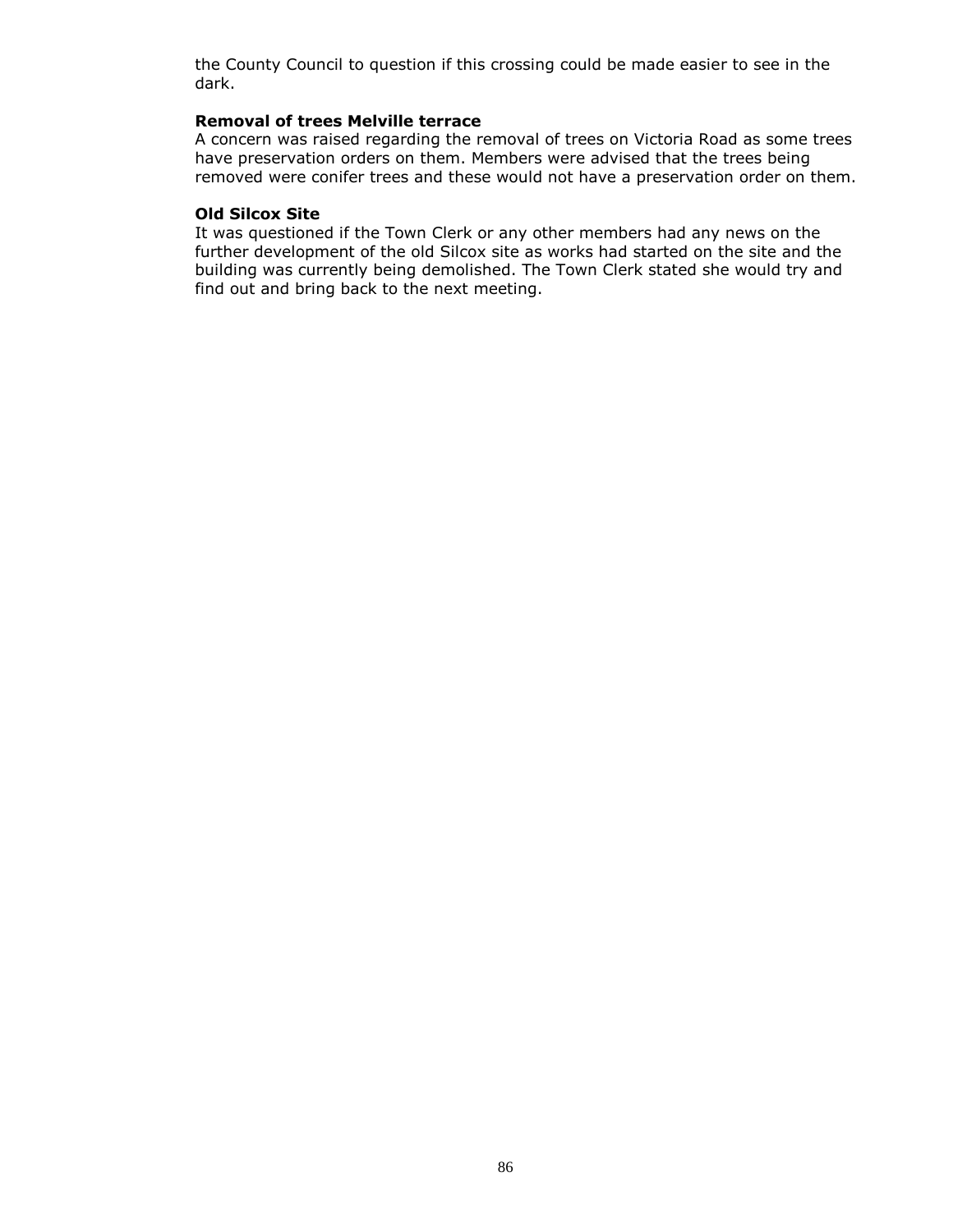the County Council to question if this crossing could be made easier to see in the dark.

**Removal of trees Melville terrace**

A concern was raised regarding the removal of trees on Victoria Road as some trees have preservation orders on them. Members were advised that the trees being removed were conifer trees and these would not have a preservation order on them.

**Old Silcox Site**

It was questioned if the Town Clerk or any other members had any news on the further development of the old Silcox site as works had started on the site and the building was currently being demolished. The Town Clerk stated she would try and find out and bring back to the next meeting.